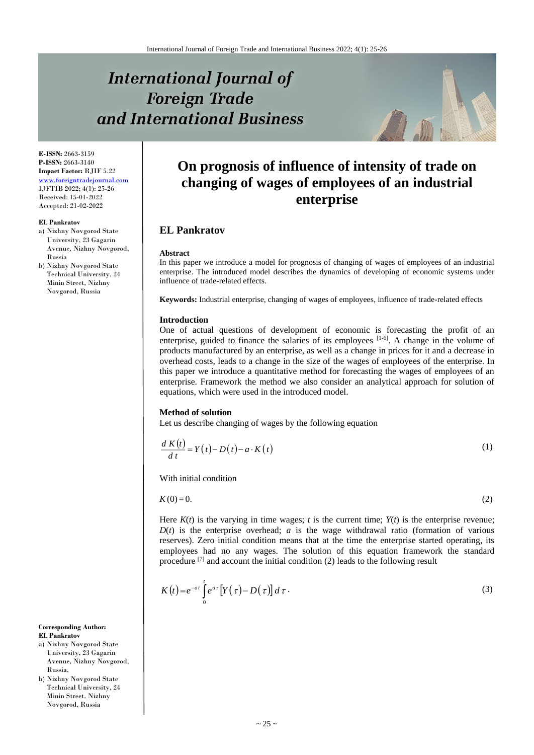# On prognosis of influence of intensity of trade on changing of wages of employees of an industrial enterprise

**E-ISSN:** 2663-3159
**P-ISSN:** 2663-3140
**Impact Factor:** RJIF 5.22
www.foreigntradejournal.com
IJFTIB 2022; 4(1): 25-26
Received: 15-01-2022
Accepted: 21-02-2022

**EL Pankratov**
a) Nizhny Novgorod State University, 23 Gagarin Avenue, Nizhny Novgorod, Russia
b) Nizhny Novgorod State Technical University, 24 Minin Street, Nizhny Novgorod, Russia

**Corresponding Author:**
**EL Pankratov**
a) Nizhny Novgorod State University, 23 Gagarin Avenue, Nizhny Novgorod, Russia,
b) Nizhny Novgorod State Technical University, 24 Minin Street, Nizhny Novgorod, Russia

## EL Pankratov

### Abstract

In this paper we introduce a model for prognosis of changing of wages of employees of an industrial enterprise. The introduced model describes the dynamics of developing of economic systems under influence of trade-related effects.

**Keywords:** Industrial enterprise, changing of wages of employees, influence of trade-related effects

### Introduction

One of actual questions of development of economic is forecasting the profit of an enterprise, guided to finance the salaries of its employees [1-6]. A change in the volume of products manufactured by an enterprise, as well as a change in prices for it and a decrease in overhead costs, leads to a change in the size of the wages of employees of the enterprise. In this paper we introduce a quantitative method for forecasting the wages of employees of an enterprise. Framework the method we also consider an analytical approach for solution of equations, which were used in the introduced model.

### Method of solution

Let us describe changing of wages by the following equation

$$\frac{d\,K(t)}{d\,t} = Y(t) - D(t) - a \cdot K(t) \tag{1}$$

With initial condition

$$K(0) = 0. \tag{2}$$

Here $K(t)$ is the varying in time wages; $t$ is the current time; $Y(t)$ is the enterprise revenue; $D(t)$ is the enterprise overhead; $a$ is the wage withdrawal ratio (formation of various reserves). Zero initial condition means that at the time the enterprise started operating, its employees had no any wages. The solution of this equation framework the standard procedure [7] and account the initial condition (2) leads to the following result

$$K(t) = e^{-at} \int_0^t e^{a\tau} \left[ Y(\tau) - D(\tau) \right] d\,\tau \,. \tag{3}$$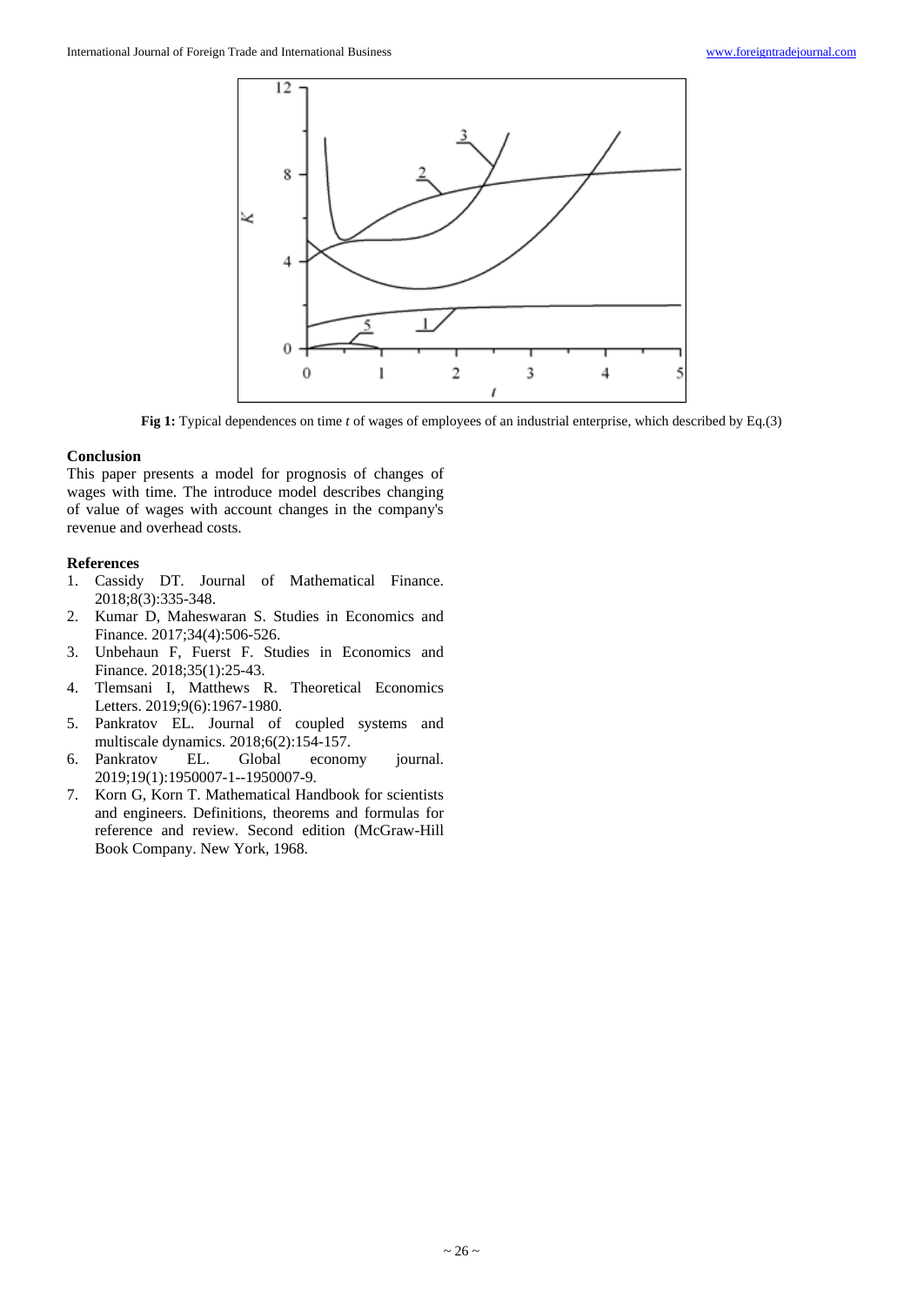K

12

8

4

0

0 1 2 3 4 5

t

1

2

3

5

**Fig 1:** Typical dependences on time *t* of wages of employees of an industrial enterprise, which described by Eq.(3)

## Conclusion

This paper presents a model for prognosis of changes of wages with time. The introduce model describes changing of value of wages with account changes in the company's revenue and overhead costs.

## References

1. Cassidy DT. Journal of Mathematical Finance. 2018;8(3):335-348.
2. Kumar D, Maheswaran S. Studies in Economics and Finance. 2017;34(4):506-526.
3. Unbehaun F, Fuerst F. Studies in Economics and Finance. 2018;35(1):25-43.
4. Tlemsani I, Matthews R. Theoretical Economics Letters. 2019;9(6):1967-1980.
5. Pankratov EL. Journal of coupled systems and multiscale dynamics. 2018;6(2):154-157.
6. Pankratov EL. Global economy journal. 2019;19(1):1950007-1--1950007-9.
7. Korn G, Korn T. Mathematical Handbook for scientists and engineers. Definitions, theorems and formulas for reference and review. Second edition (McGraw-Hill Book Company. New York, 1968.